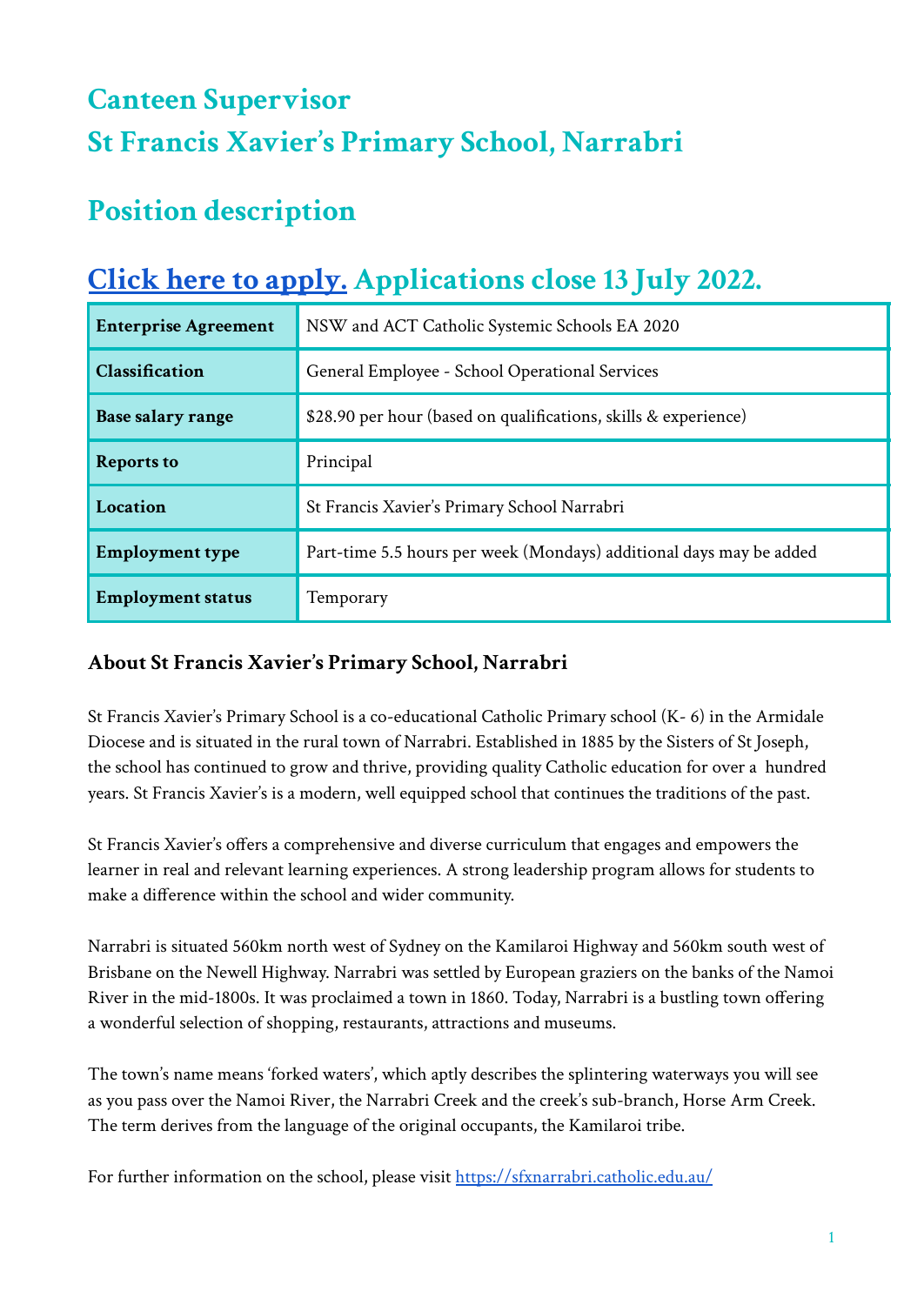# Canteen Supervisor
# St Francis Xavier's Primary School, Narrabri

# Position description

## [Click here to apply.](#) Applications close 13 July 2022.

| | |
|---|---|
| **Enterprise Agreement** | NSW and ACT Catholic Systemic Schools EA 2020 |
| **Classification** | General Employee - School Operational Services |
| **Base salary range** | $28.90 per hour (based on qualifications, skills & experience) |
| **Reports to** | Principal |
| **Location** | St Francis Xavier's Primary School Narrabri |
| **Employment type** | Part-time 5.5 hours per week (Mondays) additional days may be added |
| **Employment status** | Temporary |

### About St Francis Xavier's Primary School, Narrabri

St Francis Xavier's Primary School is a co-educational Catholic Primary school (K- 6) in the Armidale Diocese and is situated in the rural town of Narrabri. Established in 1885 by the Sisters of St Joseph, the school has continued to grow and thrive, providing quality Catholic education for over a hundred years. St Francis Xavier's is a modern, well equipped school that continues the traditions of the past.

St Francis Xavier's offers a comprehensive and diverse curriculum that engages and empowers the learner in real and relevant learning experiences. A strong leadership program allows for students to make a difference within the school and wider community.

Narrabri is situated 560km north west of Sydney on the Kamilaroi Highway and 560km south west of Brisbane on the Newell Highway. Narrabri was settled by European graziers on the banks of the Namoi River in the mid-1800s. It was proclaimed a town in 1860. Today, Narrabri is a bustling town offering a wonderful selection of shopping, restaurants, attractions and museums.

The town's name means 'forked waters', which aptly describes the splintering waterways you will see as you pass over the Namoi River, the Narrabri Creek and the creek's sub-branch, Horse Arm Creek. The term derives from the language of the original occupants, the Kamilaroi tribe.

For further information on the school, please visit https://sfxnarrabri.catholic.edu.au/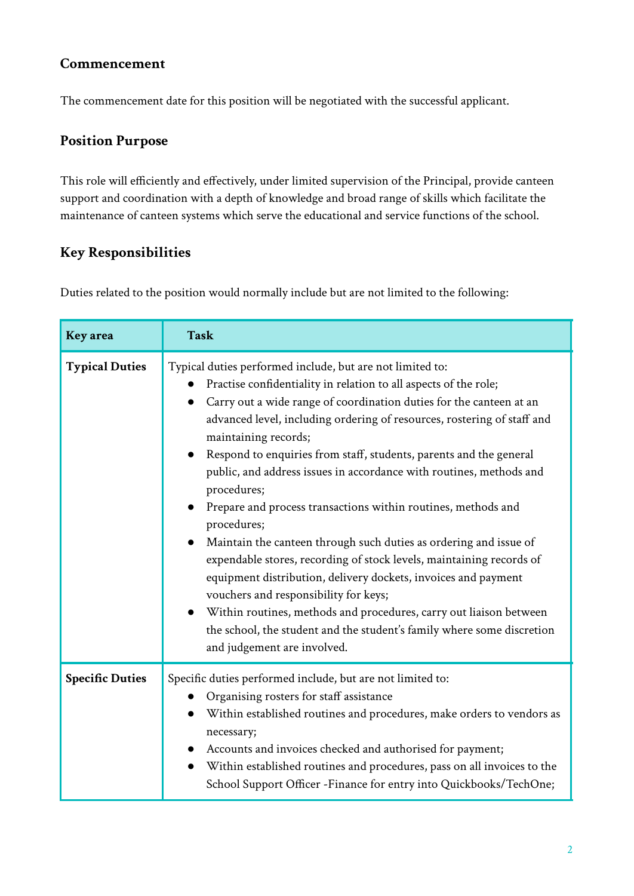## Commencement

The commencement date for this position will be negotiated with the successful applicant.

## Position Purpose

This role will efficiently and effectively, under limited supervision of the Principal, provide canteen support and coordination with a depth of knowledge and broad range of skills which facilitate the maintenance of canteen systems which serve the educational and service functions of the school.

## Key Responsibilities

Duties related to the position would normally include but are not limited to the following:

| Key area | Task |
|---|---|
| **Typical Duties** | Typical duties performed include, but are not limited to:<br>● Practise confidentiality in relation to all aspects of the role;<br>● Carry out a wide range of coordination duties for the canteen at an advanced level, including ordering of resources, rostering of staff and maintaining records;<br>● Respond to enquiries from staff, students, parents and the general public, and address issues in accordance with routines, methods and procedures;<br>● Prepare and process transactions within routines, methods and procedures;<br>● Maintain the canteen through such duties as ordering and issue of expendable stores, recording of stock levels, maintaining records of equipment distribution, delivery dockets, invoices and payment vouchers and responsibility for keys;<br>● Within routines, methods and procedures, carry out liaison between the school, the student and the student's family where some discretion and judgement are involved. |
| **Specific Duties** | Specific duties performed include, but are not limited to:<br>● Organising rosters for staff assistance<br>● Within established routines and procedures, make orders to vendors as necessary;<br>● Accounts and invoices checked and authorised for payment;<br>● Within established routines and procedures, pass on all invoices to the School Support Officer -Finance for entry into Quickbooks/TechOne; |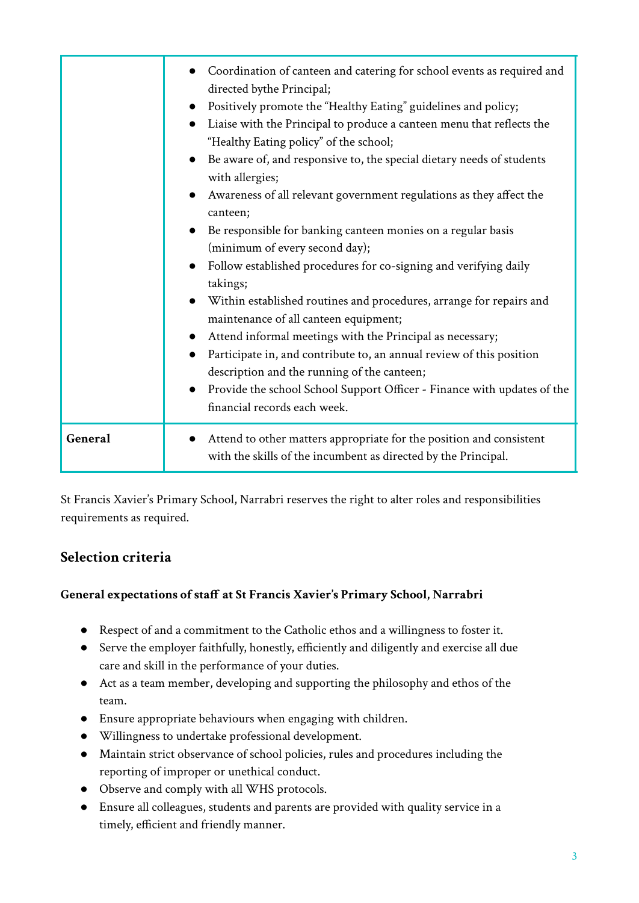| | |
|---|---|
| | • Coordination of canteen and catering for school events as required and directed bythe Principal;<br>• Positively promote the "Healthy Eating" guidelines and policy;<br>• Liaise with the Principal to produce a canteen menu that reflects the "Healthy Eating policy" of the school;<br>• Be aware of, and responsive to, the special dietary needs of students with allergies;<br>• Awareness of all relevant government regulations as they affect the canteen;<br>• Be responsible for banking canteen monies on a regular basis (minimum of every second day);<br>• Follow established procedures for co-signing and verifying daily takings;<br>• Within established routines and procedures, arrange for repairs and maintenance of all canteen equipment;<br>• Attend informal meetings with the Principal as necessary;<br>• Participate in, and contribute to, an annual review of this position description and the running of the canteen;<br>• Provide the school School Support Officer - Finance with updates of the financial records each week. |
| **General** | • Attend to other matters appropriate for the position and consistent with the skills of the incumbent as directed by the Principal. |

St Francis Xavier's Primary School, Narrabri reserves the right to alter roles and responsibilities requirements as required.

## Selection criteria

**General expectations of staff at St Francis Xavier's Primary School, Narrabri**

- Respect of and a commitment to the Catholic ethos and a willingness to foster it.
- Serve the employer faithfully, honestly, efficiently and diligently and exercise all due care and skill in the performance of your duties.
- Act as a team member, developing and supporting the philosophy and ethos of the team.
- Ensure appropriate behaviours when engaging with children.
- Willingness to undertake professional development.
- Maintain strict observance of school policies, rules and procedures including the reporting of improper or unethical conduct.
- Observe and comply with all WHS protocols.
- Ensure all colleagues, students and parents are provided with quality service in a timely, efficient and friendly manner.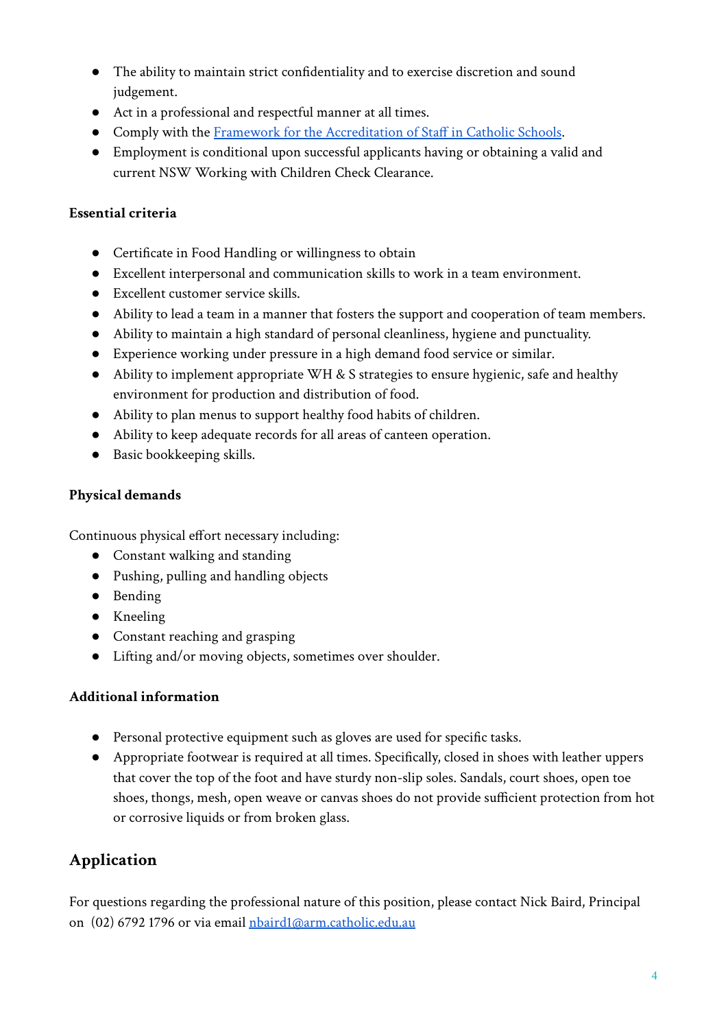- The ability to maintain strict confidentiality and to exercise discretion and sound judgement.
- Act in a professional and respectful manner at all times.
- Comply with the [Framework for the Accreditation of Staff in Catholic Schools](#).
- Employment is conditional upon successful applicants having or obtaining a valid and current NSW Working with Children Check Clearance.

**Essential criteria**

- Certificate in Food Handling or willingness to obtain
- Excellent interpersonal and communication skills to work in a team environment.
- Excellent customer service skills.
- Ability to lead a team in a manner that fosters the support and cooperation of team members.
- Ability to maintain a high standard of personal cleanliness, hygiene and punctuality.
- Experience working under pressure in a high demand food service or similar.
- Ability to implement appropriate WH & S strategies to ensure hygienic, safe and healthy environment for production and distribution of food.
- Ability to plan menus to support healthy food habits of children.
- Ability to keep adequate records for all areas of canteen operation.
- Basic bookkeeping skills.

**Physical demands**

Continuous physical effort necessary including:

- Constant walking and standing
- Pushing, pulling and handling objects
- Bending
- Kneeling
- Constant reaching and grasping
- Lifting and/or moving objects, sometimes over shoulder.

**Additional information**

- Personal protective equipment such as gloves are used for specific tasks.
- Appropriate footwear is required at all times. Specifically, closed in shoes with leather uppers that cover the top of the foot and have sturdy non-slip soles. Sandals, court shoes, open toe shoes, thongs, mesh, open weave or canvas shoes do not provide sufficient protection from hot or corrosive liquids or from broken glass.

## Application

For questions regarding the professional nature of this position, please contact Nick Baird, Principal on (02) 6792 1796 or via email [nbaird1@arm.catholic.edu.au](mailto:nbaird1@arm.catholic.edu.au)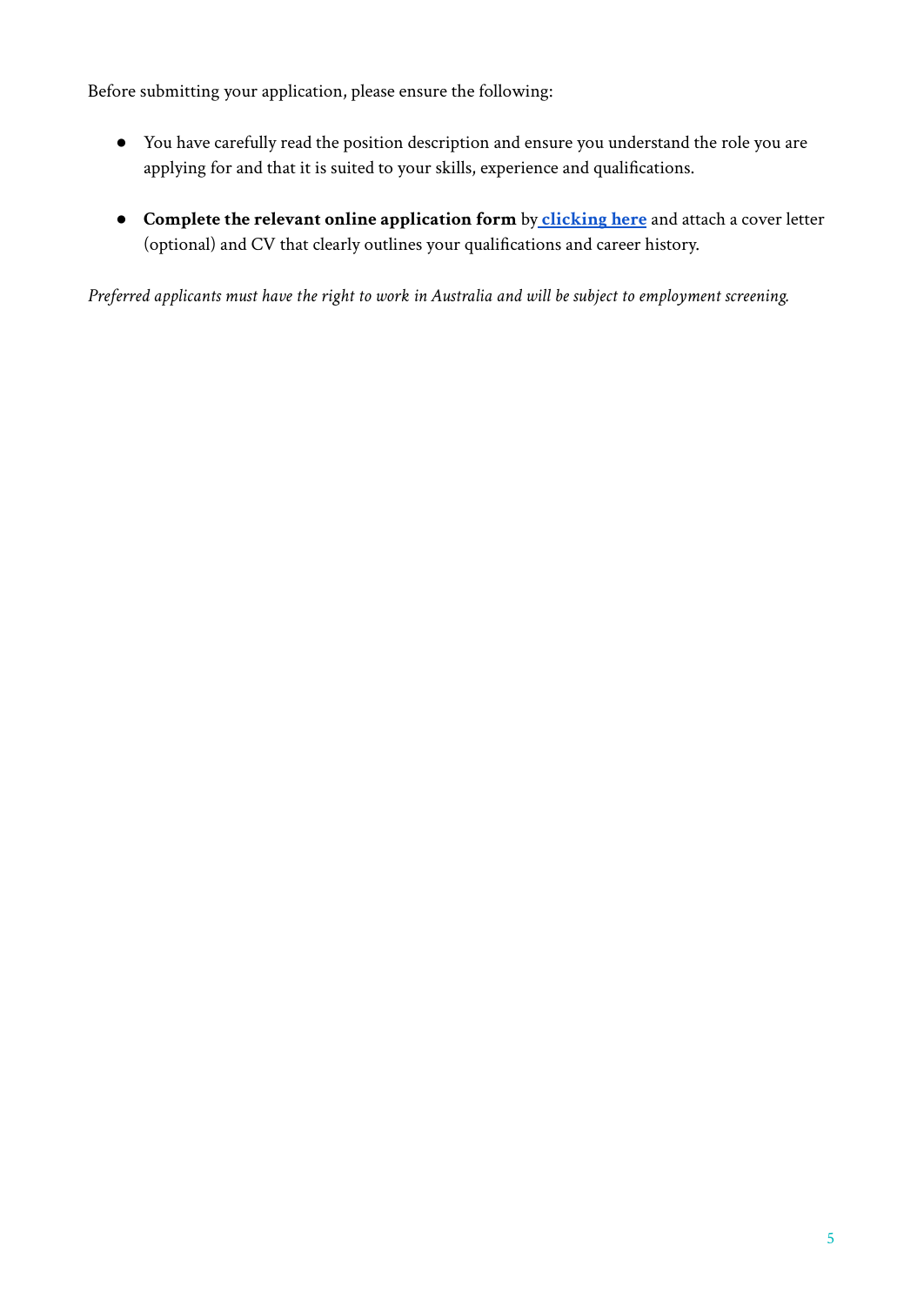Before submitting your application, please ensure the following:

- You have carefully read the position description and ensure you understand the role you are applying for and that it is suited to your skills, experience and qualifications.

- **Complete the relevant online application form** by **clicking here** and attach a cover letter (optional) and CV that clearly outlines your qualifications and career history.

*Preferred applicants must have the right to work in Australia and will be subject to employment screening.*